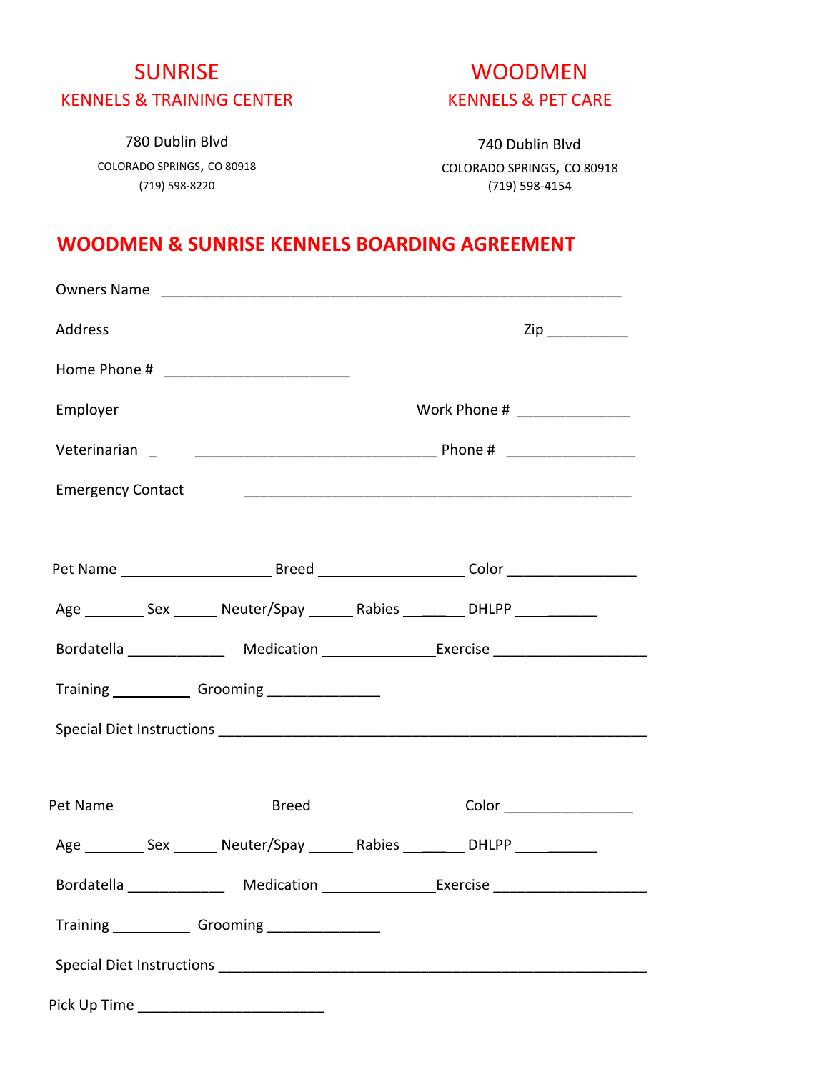**SUNRISE**
**KENNELS & TRAINING CENTER**

780 Dublin Blvd
COLORADO SPRINGS, CO 80918
(719) 598-8220

**WOODMEN**
**KENNELS & PET CARE**

740 Dublin Blvd
COLORADO SPRINGS, CO 80918
(719) 598-4154

# WOODMEN & SUNRISE KENNELS BOARDING AGREEMENT

Owners Name ____________________________________________________________

Address ____________________________________________________ Zip __________

Home Phone # ________________________

Employer _____________________________________ Work Phone # ______________

Veterinarian ________________________________ Phone # ________________

Emergency Contact ____________________________________________________

Pet Name ___________________ Breed ___________________ Color ________________

Age _______ Sex _____ Neuter/Spay _____ Rabies _______ DHLPP __________

Bordatella ____________ Medication ______________ Exercise ___________________

Training __________ Grooming ______________

Special Diet Instructions _______________________________________________________

Pet Name ___________________ Breed ___________________ Color ________________

Age _______ Sex _____ Neuter/Spay _____ Rabies _______ DHLPP __________

Bordatella ____________ Medication ______________ Exercise ___________________

Training __________ Grooming ______________

Special Diet Instructions _______________________________________________________

Pick Up Time ________________________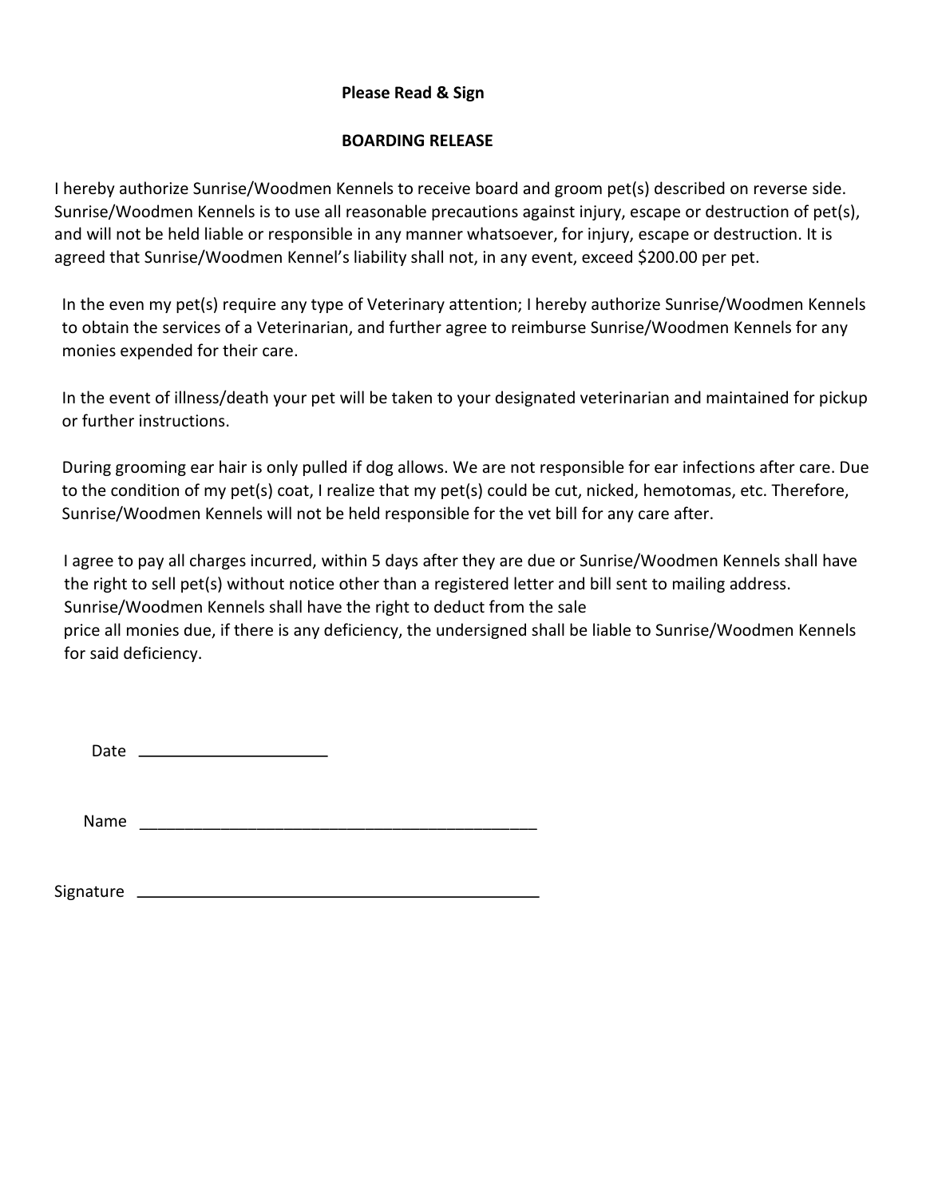**Please Read & Sign**

**BOARDING RELEASE**

I hereby authorize Sunrise/Woodmen Kennels to receive board and groom pet(s) described on reverse side. Sunrise/Woodmen Kennels is to use all reasonable precautions against injury, escape or destruction of pet(s), and will not be held liable or responsible in any manner whatsoever, for injury, escape or destruction. It is agreed that Sunrise/Woodmen Kennel's liability shall not, in any event, exceed $200.00 per pet.

In the even my pet(s) require any type of Veterinary attention; I hereby authorize Sunrise/Woodmen Kennels to obtain the services of a Veterinarian, and further agree to reimburse Sunrise/Woodmen Kennels for any monies expended for their care.

In the event of illness/death your pet will be taken to your designated veterinarian and maintained for pickup or further instructions.

During grooming ear hair is only pulled if dog allows. We are not responsible for ear infections after care. Due to the condition of my pet(s) coat, I realize that my pet(s) could be cut, nicked, hemotomas, etc. Therefore, Sunrise/Woodmen Kennels will not be held responsible for the vet bill for any care after.

I agree to pay all charges incurred, within 5 days after they are due or Sunrise/Woodmen Kennels shall have the right to sell pet(s) without notice other than a registered letter and bill sent to mailing address. Sunrise/Woodmen Kennels shall have the right to deduct from the sale price all monies due, if there is any deficiency, the undersigned shall be liable to Sunrise/Woodmen Kennels for said deficiency.

Date ______________________

Name ______________________________________________

Signature ______________________________________________